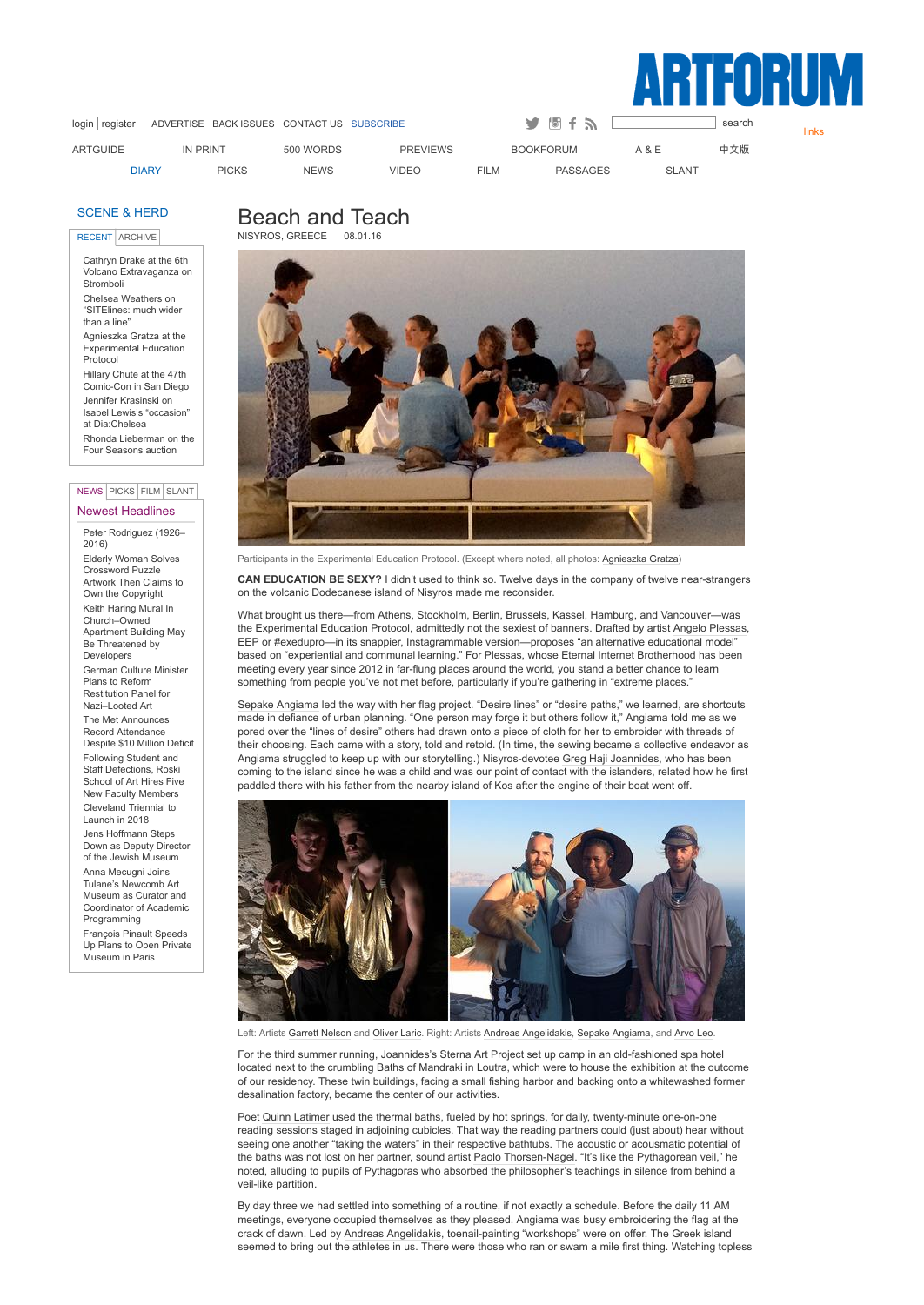# Beach and Teach

NISYROS, GREECE 08.01.16

Participants in the Experimental Education Protocol. (Except where noted, all photos: Agnieszka Gratza)

**CAN EDUCATION BE SEXY?** I didn't used to think so. Twelve days in the company of twelve near-strangers on the volcanic Dodecanese island of Nisyros made me reconsider.

What brought us there—from Athens, Stockholm, Berlin, Brussels, Kassel, Hamburg, and Vancouver—was the Experimental Education Protocol, admittedly not the sexiest of banners. Drafted by artist Angelo Plessas, EEP or #exedupro—in its snappier, Instagrammable version—proposes "an alternative educational model" based on "experiential and communal learning." For Plessas, whose Eternal Internet Brotherhood has been meeting every year since 2012 in far-flung places around the world, you stand a better chance to learn something from people you've not met before, particularly if you're gathering in "extreme places."

Sepake Angiama led the way with her flag project. "Desire lines" or "desire paths," we learned, are shortcuts made in defiance of urban planning. "One person may forge it but others follow it," Angiama told me as we pored over the "lines of desire" others had drawn onto a piece of cloth for her to embroider with threads of their choosing. Each came with a story, told and retold. (In time, the sewing became a collective endeavor as Angiama struggled to keep up with our storytelling.) Nisyros-devotee Greg Haji Joannides, who has been coming to the island since he was a child and was our point of contact with the islanders, related how he first paddled there with his father from the nearby island of Kos after the engine of their boat went off.

Left: Artists Garrett Nelson and Oliver Laric. Right: Artists Andreas Angelidakis, Sepake Angiama, and Arvo Leo.

For the third summer running, Joannides's Sterna Art Project set up camp in an old-fashioned spa hotel located next to the crumbling Baths of Mandraki in Loutra, which were to house the exhibition at the outcome of our residency. These twin buildings, facing a small fishing harbor and backing onto a whitewashed former desalination factory, became the center of our activities.

Poet Quinn Latimer used the thermal baths, fueled by hot springs, for daily, twenty-minute one-on-one reading sessions staged in adjoining cubicles. That way the reading partners could (just about) hear without seeing one another "taking the waters" in their respective bathtubs. The acoustic or acousmatic potential of the baths was not lost on her partner, sound artist Paolo Thorsen-Nagel. "It's like the Pythagorean veil," he noted, alluding to pupils of Pythagoras who absorbed the philosopher's teachings in silence from behind a veil-like partition.

By day three we had settled into something of a routine, if not exactly a schedule. Before the daily 11 AM meetings, everyone occupied themselves as they pleased. Angiama was busy embroidering the flag at the crack of dawn. Led by Andreas Angelidakis, toenail-painting "workshops" were on offer. The Greek island seemed to bring out the athletes in us. There were those who ran or swam a mile first thing. Watching topless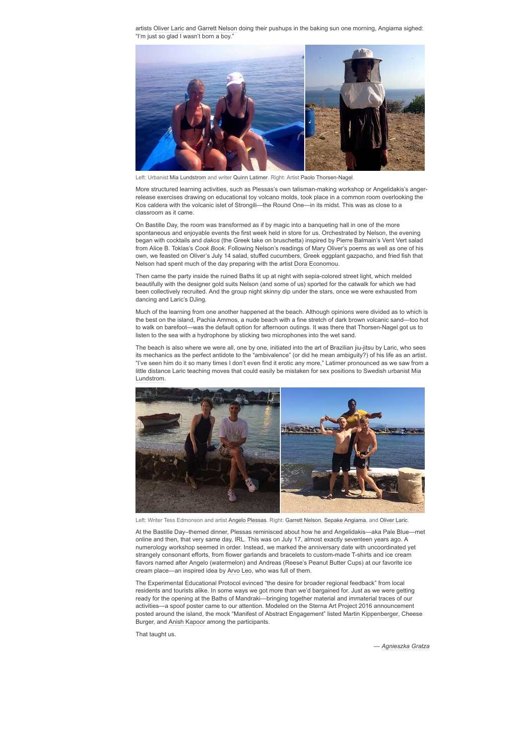artists Oliver Laric and Garrett Nelson doing their pushups in the baking sun one morning, Angiama sighed: "I'm just so glad I wasn't born a boy."

Left: Urbanist Mia Lundstrom and writer Quinn Latimer. Right: Artist Paolo Thorsen-Nagel.

More structured learning activities, such as Plessas's own talisman-making workshop or Angelidakis's anger-release exercises drawing on educational toy volcano molds, took place in a common room overlooking the Kos caldera with the volcanic islet of Strongili—the Round One—in its midst. This was as close to a classroom as it came.

On Bastille Day, the room was transformed as if by magic into a banqueting hall in one of the more spontaneous and enjoyable events the first week held in store for us. Orchestrated by Nelson, the evening began with cocktails and *dakos* (the Greek take on bruschetta) inspired by Pierre Balmain's Vent Vert salad from Alice B. Toklas's *Cook Book*. Following Nelson's readings of Mary Oliver's poems as well as one of his own, we feasted on Oliver's July 14 salad, stuffed cucumbers, Greek eggplant gazpacho, and fried fish that Nelson had spent much of the day preparing with the artist Dora Economou.

Then came the party inside the ruined Baths lit up at night with sepia-colored street light, which melded beautifully with the designer gold suits Nelson (and some of us) sported for the catwalk for which we had been collectively recruited. And the group night skinny dip under the stars, once we were exhausted from dancing and Laric's DJing.

Much of the learning from one another happened at the beach. Although opinions were divided as to which is the best on the island, Pachia Ammos, a nude beach with a fine stretch of dark brown volcanic sand—too hot to walk on barefoot—was the default option for afternoon outings. It was there that Thorsen-Nagel got us to listen to the sea with a hydrophone by sticking two microphones into the wet sand.

The beach is also where we were all, one by one, initiated into the art of Brazilian jiu-jitsu by Laric, who sees its mechanics as the perfect antidote to the "ambivalence" (or did he mean ambiguity?) of his life as an artist. "I've seen him do it so many times I don't even find it erotic any more," Latimer pronounced as we saw from a little distance Laric teaching moves that could easily be mistaken for sex positions to Swedish urbanist Mia Lundstrom.

Left: Writer Tess Edmonson and artist Angelo Plessas. Right: Garrett Nelson, Sepake Angiama, and Oliver Laric.

At the Bastille Day–themed dinner, Plessas reminisced about how he and Angelidakis—aka Pale Blue—met online and then, that very same day, IRL. This was on July 17, almost exactly seventeen years ago. A numerology workshop seemed in order. Instead, we marked the anniversary date with uncoordinated yet strangely consonant efforts, from flower garlands and bracelets to custom-made T-shirts and ice cream flavors named after Angelo (watermelon) and Andreas (Reese's Peanut Butter Cups) at our favorite ice cream place—an inspired idea by Arvo Leo, who was full of them.

The Experimental Educational Protocol evinced "the desire for broader regional feedback" from local residents and tourists alike. In some ways we got more than we'd bargained for. Just as we were getting ready for the opening at the Baths of Mandraki—bringing together material and immaterial traces of our activities—a spoof poster came to our attention. Modeled on the Sterna Art Project 2016 announcement posted around the island, the mock "Manifest of Abstract Engagement" listed Martin Kippenberger, Cheese Burger, and Anish Kapoor among the participants.

That taught us.

— *Agnieszka Gratza*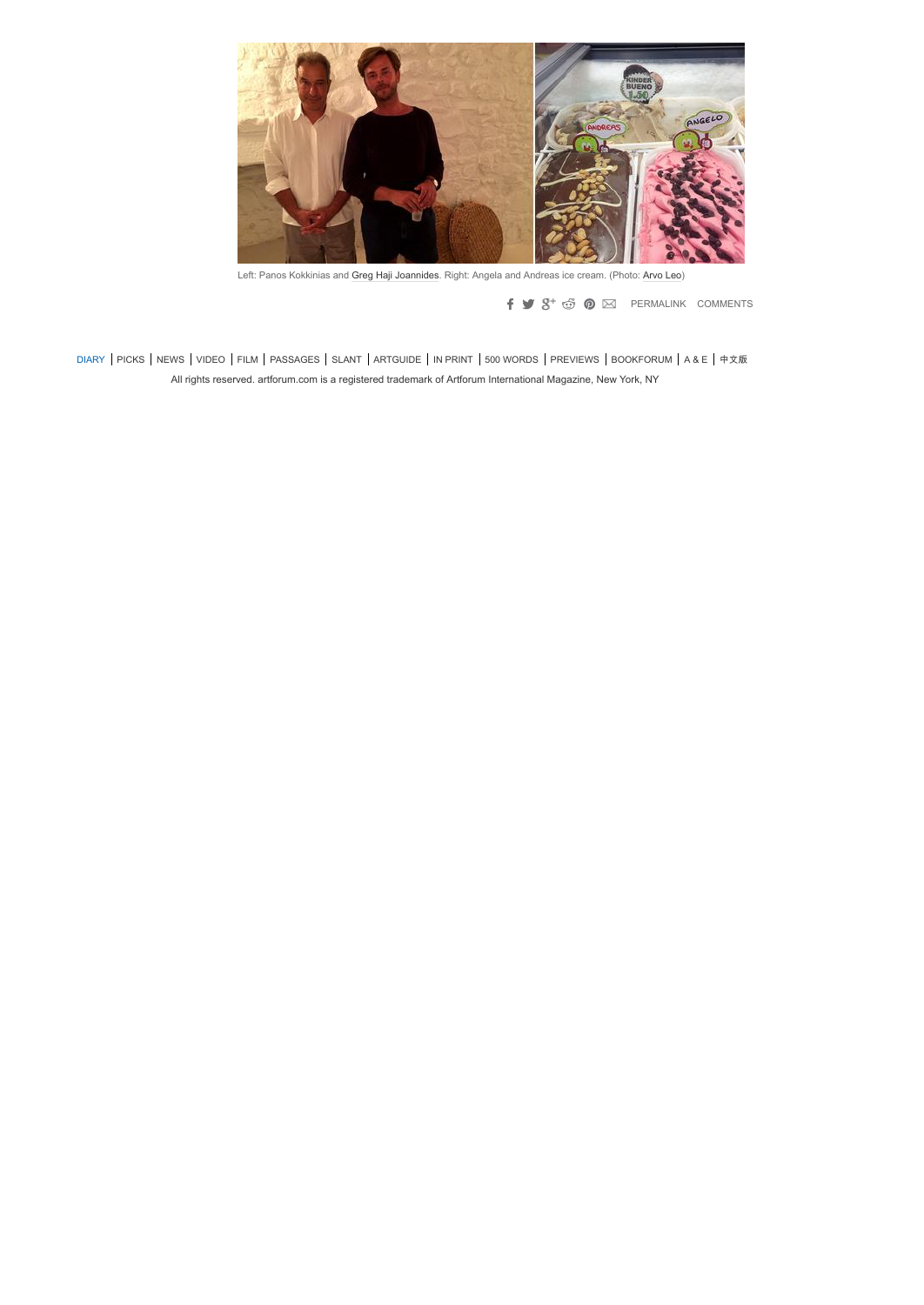Left: Panos Kokkinias and Greg Haji Joannides. Right: Angela and Andreas ice cream. (Photo: Arvo Leo)

PERMALINK COMMENTS

DIARY | PICKS | NEWS | VIDEO | FILM | PASSAGES | SLANT | ARTGUIDE | IN PRINT | 500 WORDS | PREVIEWS | BOOKFORUM | A & E | 中文版

All rights reserved. artforum.com is a registered trademark of Artforum International Magazine, New York, NY